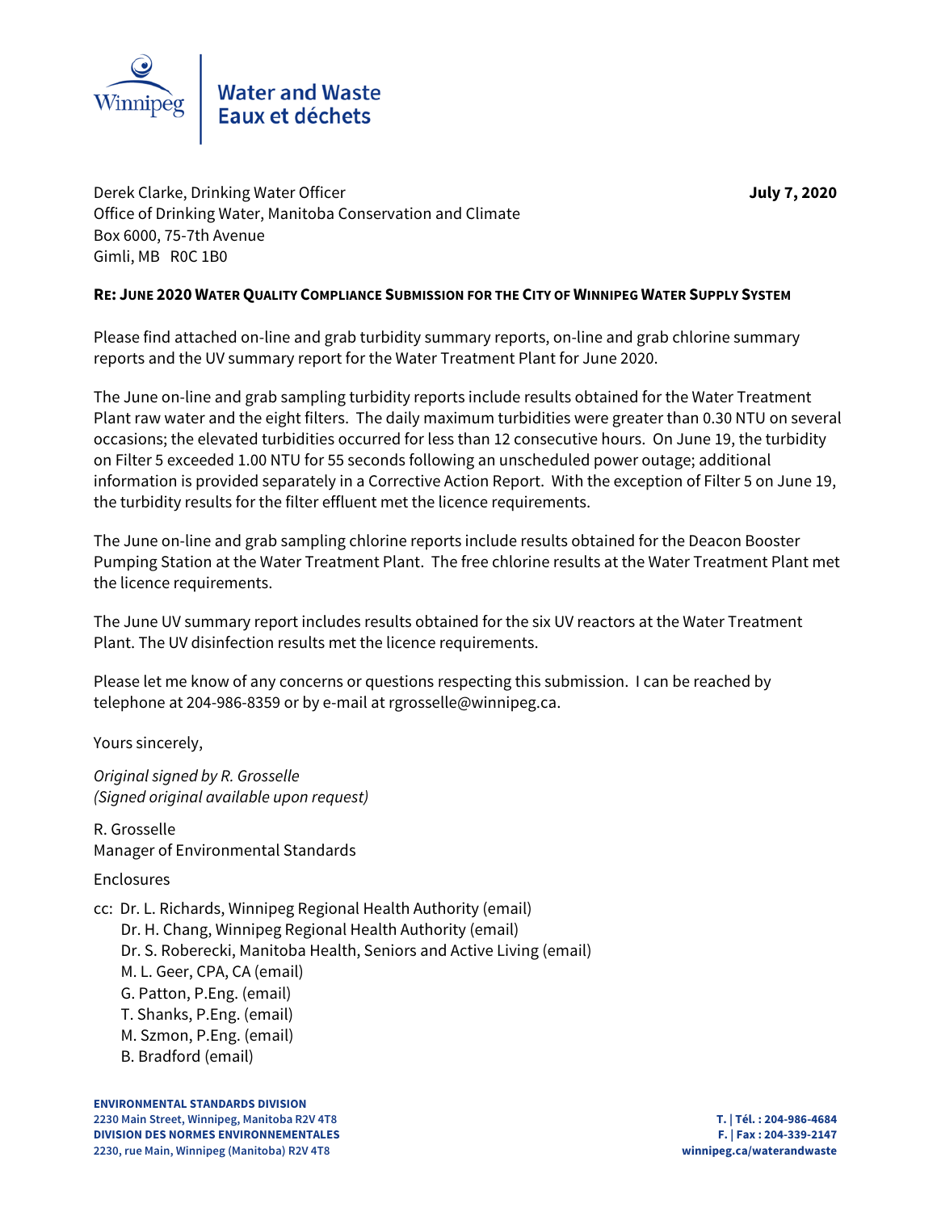Winnipeg

**Water and Waste**
**Eaux et déchets**

Derek Clarke, Drinking Water Officer
Office of Drinking Water, Manitoba Conservation and Climate
Box 6000, 75-7th Avenue
Gimli, MB R0C 1B0

**July 7, 2020**

**RE: JUNE 2020 WATER QUALITY COMPLIANCE SUBMISSION FOR THE CITY OF WINNIPEG WATER SUPPLY SYSTEM**

Please find attached on-line and grab turbidity summary reports, on-line and grab chlorine summary reports and the UV summary report for the Water Treatment Plant for June 2020.

The June on-line and grab sampling turbidity reports include results obtained for the Water Treatment Plant raw water and the eight filters. The daily maximum turbidities were greater than 0.30 NTU on several occasions; the elevated turbidities occurred for less than 12 consecutive hours. On June 19, the turbidity on Filter 5 exceeded 1.00 NTU for 55 seconds following an unscheduled power outage; additional information is provided separately in a Corrective Action Report. With the exception of Filter 5 on June 19, the turbidity results for the filter effluent met the licence requirements.

The June on-line and grab sampling chlorine reports include results obtained for the Deacon Booster Pumping Station at the Water Treatment Plant. The free chlorine results at the Water Treatment Plant met the licence requirements.

The June UV summary report includes results obtained for the six UV reactors at the Water Treatment Plant. The UV disinfection results met the licence requirements.

Please let me know of any concerns or questions respecting this submission. I can be reached by telephone at 204-986-8359 or by e-mail at rgrosselle@winnipeg.ca.

Yours sincerely,

*Original signed by R. Grosselle*
*(Signed original available upon request)*

R. Grosselle
Manager of Environmental Standards

Enclosures

cc: Dr. L. Richards, Winnipeg Regional Health Authority (email)
Dr. H. Chang, Winnipeg Regional Health Authority (email)
Dr. S. Roberecki, Manitoba Health, Seniors and Active Living (email)
M. L. Geer, CPA, CA (email)
G. Patton, P.Eng. (email)
T. Shanks, P.Eng. (email)
M. Szmon, P.Eng. (email)
B. Bradford (email)

**ENVIRONMENTAL STANDARDS DIVISION**
**2230 Main Street, Winnipeg, Manitoba R2V 4T8**
**DIVISION DES NORMES ENVIRONNEMENTALES**
**2230, rue Main, Winnipeg (Manitoba) R2V 4T8**

**T. | Tél. : 204-986-4684**
**F. | Fax : 204-339-2147**
**winnipeg.ca/waterandwaste**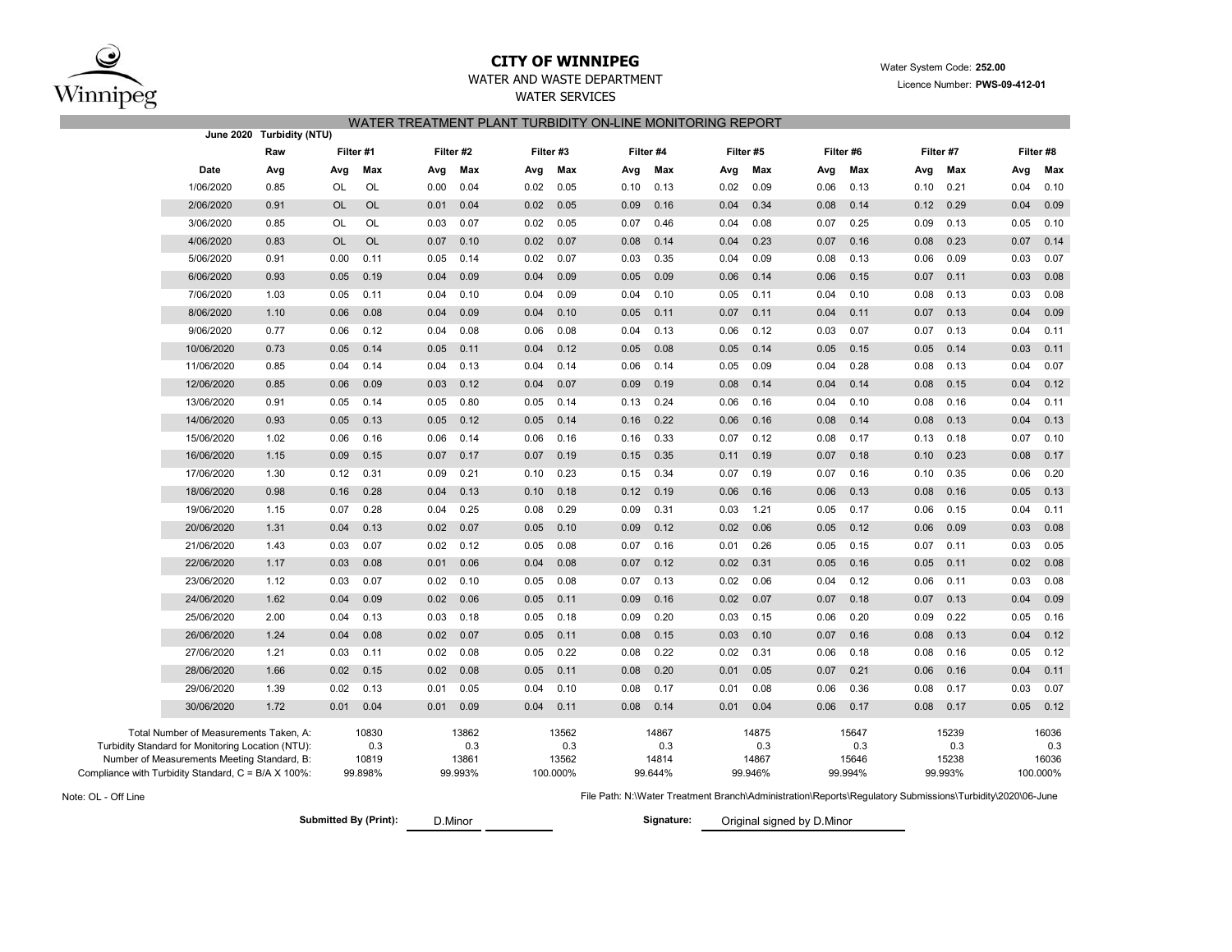# CITY OF WINNIPEG

WATER AND WASTE DEPARTMENT

WATER SERVICES

Water System Code: **252.00**

Licence Number: **PWS-09-412-01**

## WATER TREATMENT PLANT TURBIDITY ON-LINE MONITORING REPORT

**June 2020 Turbidity (NTU)**

| | Raw | Filter #1 | | Filter #2 | | Filter #3 | | Filter #4 | | Filter #5 | | Filter #6 | | Filter #7 | | Filter #8 | |
|---|---|---|---|---|---|---|---|---|---|---|---|---|---|---|---|---|---|
| **Date** | **Avg** | **Avg** | **Max** | **Avg** | **Max** | **Avg** | **Max** | **Avg** | **Max** | **Avg** | **Max** | **Avg** | **Max** | **Avg** | **Max** | **Avg** | **Max** |
| 1/06/2020 | 0.85 | OL | OL | 0.00 | 0.04 | 0.02 | 0.05 | 0.10 | 0.13 | 0.02 | 0.09 | 0.06 | 0.13 | 0.10 | 0.21 | 0.04 | 0.10 |
| 2/06/2020 | 0.91 | OL | OL | 0.01 | 0.04 | 0.02 | 0.05 | 0.09 | 0.16 | 0.04 | 0.34 | 0.08 | 0.14 | 0.12 | 0.29 | 0.04 | 0.09 |
| 3/06/2020 | 0.85 | OL | OL | 0.03 | 0.07 | 0.02 | 0.05 | 0.07 | 0.46 | 0.04 | 0.08 | 0.07 | 0.25 | 0.09 | 0.13 | 0.05 | 0.10 |
| 4/06/2020 | 0.83 | OL | OL | 0.07 | 0.10 | 0.02 | 0.07 | 0.08 | 0.14 | 0.04 | 0.23 | 0.07 | 0.16 | 0.08 | 0.23 | 0.07 | 0.14 |
| 5/06/2020 | 0.91 | 0.00 | 0.11 | 0.05 | 0.14 | 0.02 | 0.07 | 0.03 | 0.35 | 0.04 | 0.09 | 0.08 | 0.13 | 0.06 | 0.09 | 0.03 | 0.07 |
| 6/06/2020 | 0.93 | 0.05 | 0.19 | 0.04 | 0.09 | 0.04 | 0.09 | 0.05 | 0.09 | 0.06 | 0.14 | 0.06 | 0.15 | 0.07 | 0.11 | 0.03 | 0.08 |
| 7/06/2020 | 1.03 | 0.05 | 0.11 | 0.04 | 0.10 | 0.04 | 0.09 | 0.04 | 0.10 | 0.05 | 0.11 | 0.04 | 0.10 | 0.08 | 0.13 | 0.03 | 0.08 |
| 8/06/2020 | 1.10 | 0.06 | 0.08 | 0.04 | 0.09 | 0.04 | 0.10 | 0.05 | 0.11 | 0.07 | 0.11 | 0.04 | 0.11 | 0.07 | 0.13 | 0.04 | 0.09 |
| 9/06/2020 | 0.77 | 0.06 | 0.12 | 0.04 | 0.08 | 0.06 | 0.08 | 0.04 | 0.13 | 0.06 | 0.12 | 0.03 | 0.07 | 0.07 | 0.13 | 0.04 | 0.11 |
| 10/06/2020 | 0.73 | 0.05 | 0.14 | 0.05 | 0.11 | 0.04 | 0.12 | 0.05 | 0.08 | 0.05 | 0.14 | 0.05 | 0.15 | 0.05 | 0.14 | 0.03 | 0.11 |
| 11/06/2020 | 0.85 | 0.04 | 0.14 | 0.04 | 0.13 | 0.04 | 0.14 | 0.06 | 0.14 | 0.05 | 0.09 | 0.04 | 0.28 | 0.08 | 0.13 | 0.04 | 0.07 |
| 12/06/2020 | 0.85 | 0.06 | 0.09 | 0.03 | 0.12 | 0.04 | 0.07 | 0.09 | 0.19 | 0.08 | 0.14 | 0.04 | 0.14 | 0.08 | 0.15 | 0.04 | 0.12 |
| 13/06/2020 | 0.91 | 0.05 | 0.14 | 0.05 | 0.80 | 0.05 | 0.14 | 0.13 | 0.24 | 0.06 | 0.16 | 0.04 | 0.10 | 0.08 | 0.16 | 0.04 | 0.11 |
| 14/06/2020 | 0.93 | 0.05 | 0.13 | 0.05 | 0.12 | 0.05 | 0.14 | 0.16 | 0.22 | 0.06 | 0.16 | 0.08 | 0.14 | 0.08 | 0.13 | 0.04 | 0.13 |
| 15/06/2020 | 1.02 | 0.06 | 0.16 | 0.06 | 0.14 | 0.06 | 0.16 | 0.16 | 0.33 | 0.07 | 0.12 | 0.08 | 0.17 | 0.13 | 0.18 | 0.07 | 0.10 |
| 16/06/2020 | 1.15 | 0.09 | 0.15 | 0.07 | 0.17 | 0.07 | 0.19 | 0.15 | 0.35 | 0.11 | 0.19 | 0.07 | 0.18 | 0.10 | 0.23 | 0.08 | 0.17 |
| 17/06/2020 | 1.30 | 0.12 | 0.31 | 0.09 | 0.21 | 0.10 | 0.23 | 0.15 | 0.34 | 0.07 | 0.19 | 0.07 | 0.16 | 0.10 | 0.35 | 0.06 | 0.20 |
| 18/06/2020 | 0.98 | 0.16 | 0.28 | 0.04 | 0.13 | 0.10 | 0.18 | 0.12 | 0.19 | 0.06 | 0.16 | 0.06 | 0.13 | 0.08 | 0.16 | 0.05 | 0.13 |
| 19/06/2020 | 1.15 | 0.07 | 0.28 | 0.04 | 0.25 | 0.08 | 0.29 | 0.09 | 0.31 | 0.03 | 1.21 | 0.05 | 0.17 | 0.06 | 0.15 | 0.04 | 0.11 |
| 20/06/2020 | 1.31 | 0.04 | 0.13 | 0.02 | 0.07 | 0.05 | 0.10 | 0.09 | 0.12 | 0.02 | 0.06 | 0.05 | 0.12 | 0.06 | 0.09 | 0.03 | 0.08 |
| 21/06/2020 | 1.43 | 0.03 | 0.07 | 0.02 | 0.12 | 0.05 | 0.08 | 0.07 | 0.16 | 0.01 | 0.26 | 0.05 | 0.15 | 0.07 | 0.11 | 0.03 | 0.05 |
| 22/06/2020 | 1.17 | 0.03 | 0.08 | 0.01 | 0.06 | 0.04 | 0.08 | 0.07 | 0.12 | 0.02 | 0.31 | 0.05 | 0.16 | 0.05 | 0.11 | 0.02 | 0.08 |
| 23/06/2020 | 1.12 | 0.03 | 0.07 | 0.02 | 0.10 | 0.05 | 0.08 | 0.07 | 0.13 | 0.02 | 0.06 | 0.04 | 0.12 | 0.06 | 0.11 | 0.03 | 0.08 |
| 24/06/2020 | 1.62 | 0.04 | 0.09 | 0.02 | 0.06 | 0.05 | 0.11 | 0.09 | 0.16 | 0.02 | 0.07 | 0.07 | 0.18 | 0.07 | 0.13 | 0.04 | 0.09 |
| 25/06/2020 | 2.00 | 0.04 | 0.13 | 0.03 | 0.18 | 0.05 | 0.18 | 0.09 | 0.20 | 0.03 | 0.15 | 0.06 | 0.20 | 0.09 | 0.22 | 0.05 | 0.16 |
| 26/06/2020 | 1.24 | 0.04 | 0.08 | 0.02 | 0.07 | 0.05 | 0.11 | 0.08 | 0.15 | 0.03 | 0.10 | 0.07 | 0.16 | 0.08 | 0.13 | 0.04 | 0.12 |
| 27/06/2020 | 1.21 | 0.03 | 0.11 | 0.02 | 0.08 | 0.05 | 0.22 | 0.08 | 0.22 | 0.02 | 0.31 | 0.06 | 0.18 | 0.08 | 0.16 | 0.05 | 0.12 |
| 28/06/2020 | 1.66 | 0.02 | 0.15 | 0.02 | 0.08 | 0.05 | 0.11 | 0.08 | 0.20 | 0.01 | 0.05 | 0.07 | 0.21 | 0.06 | 0.16 | 0.04 | 0.11 |
| 29/06/2020 | 1.39 | 0.02 | 0.13 | 0.01 | 0.05 | 0.04 | 0.10 | 0.08 | 0.17 | 0.01 | 0.08 | 0.06 | 0.36 | 0.08 | 0.17 | 0.03 | 0.07 |
| 30/06/2020 | 1.72 | 0.01 | 0.04 | 0.01 | 0.09 | 0.04 | 0.11 | 0.08 | 0.14 | 0.01 | 0.04 | 0.06 | 0.17 | 0.08 | 0.17 | 0.05 | 0.12 |
| Total Number of Measurements Taken, A: | | 10830 | | 13862 | | 13562 | | 14867 | | 14875 | | 15647 | | 15239 | | 16036 | |
| Turbidity Standard for Monitoring Location (NTU): | | 0.3 | | 0.3 | | 0.3 | | 0.3 | | 0.3 | | 0.3 | | 0.3 | | 0.3 | |
| Number of Measurements Meeting Standard, B: | | 10819 | | 13861 | | 13562 | | 14814 | | 14867 | | 15646 | | 15238 | | 16036 | |
| Compliance with Turbidity Standard, C = B/A X 100%: | | 99.898% | | 99.993% | | 100.000% | | 99.644% | | 99.946% | | 99.994% | | 99.993% | | 100.000% | |

Note: OL - Off Line

File Path: N:\Water Treatment Branch\Administration\Reports\Regulatory Submissions\Turbidity\2020\06-June

**Submitted By (Print):** D.Minor

**Signature:** Original signed by D.Minor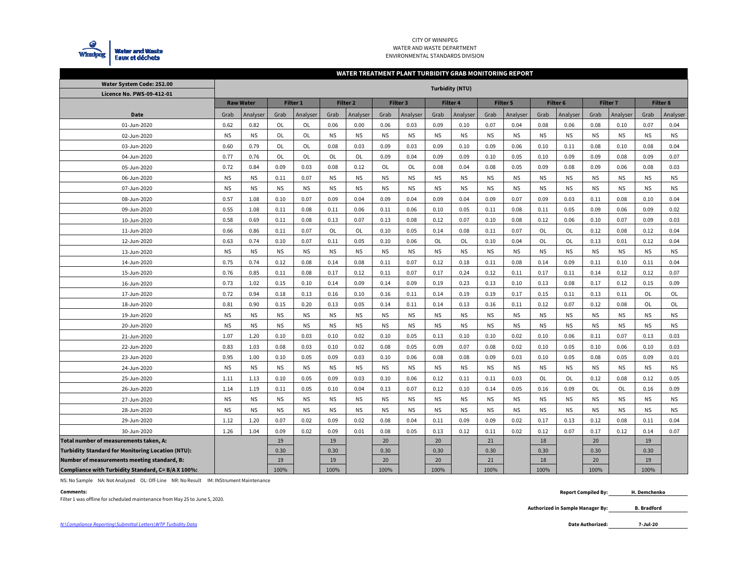CITY OF WINNIPEG
WATER AND WASTE DEPARTMENT
ENVIRONMENTAL STANDARDS DIVISION

## WATER TREATMENT PLANT TURBIDITY GRAB MONITORING REPORT

| Water System Code: 252.00 / Licence No. PWS-09-412-01 | Turbidity (NTU) | | | | | | | | | | | | | | | | | |
|---|---|---|---|---|---|---|---|---|---|---|---|---|---|---|---|---|---|---|
| | Raw Water | | Filter 1 | | Filter 2 | | Filter 3 | | Filter 4 | | Filter 5 | | Filter 6 | | Filter 7 | | Filter 8 | |
| Date | Grab | Analyser | Grab | Analyser | Grab | Analyser | Grab | Analyser | Grab | Analyser | Grab | Analyser | Grab | Analyser | Grab | Analyser | Grab | Analyser |
| 01-Jun-2020 | 0.62 | 0.82 | OL | OL | 0.06 | 0.00 | 0.06 | 0.03 | 0.09 | 0.10 | 0.07 | 0.04 | 0.08 | 0.06 | 0.08 | 0.10 | 0.07 | 0.04 |
| 02-Jun-2020 | NS | NS | OL | OL | NS | NS | NS | NS | NS | NS | NS | NS | NS | NS | NS | NS | NS | NS |
| 03-Jun-2020 | 0.60 | 0.79 | OL | OL | 0.08 | 0.03 | 0.09 | 0.03 | 0.09 | 0.10 | 0.09 | 0.06 | 0.10 | 0.11 | 0.08 | 0.10 | 0.08 | 0.04 |
| 04-Jun-2020 | 0.77 | 0.76 | OL | OL | OL | OL | 0.09 | 0.04 | 0.09 | 0.09 | 0.10 | 0.05 | 0.10 | 0.09 | 0.09 | 0.08 | 0.09 | 0.07 |
| 05-Jun-2020 | 0.72 | 0.84 | 0.09 | 0.03 | 0.08 | 0.12 | OL | OL | 0.08 | 0.04 | 0.08 | 0.05 | 0.09 | 0.08 | 0.09 | 0.06 | 0.08 | 0.03 |
| 06-Jun-2020 | NS | NS | 0.11 | 0.07 | NS | NS | NS | NS | NS | NS | NS | NS | NS | NS | NS | NS | NS | NS |
| 07-Jun-2020 | NS | NS | NS | NS | NS | NS | NS | NS | NS | NS | NS | NS | NS | NS | NS | NS | NS | NS |
| 08-Jun-2020 | 0.57 | 1.08 | 0.10 | 0.07 | 0.09 | 0.04 | 0.09 | 0.04 | 0.09 | 0.04 | 0.09 | 0.07 | 0.09 | 0.03 | 0.11 | 0.08 | 0.10 | 0.04 |
| 09-Jun-2020 | 0.55 | 1.08 | 0.11 | 0.08 | 0.11 | 0.06 | 0.11 | 0.06 | 0.10 | 0.05 | 0.11 | 0.08 | 0.11 | 0.05 | 0.09 | 0.06 | 0.09 | 0.02 |
| 10-Jun-2020 | 0.58 | 0.69 | 0.11 | 0.08 | 0.13 | 0.07 | 0.13 | 0.08 | 0.12 | 0.07 | 0.10 | 0.08 | 0.12 | 0.06 | 0.10 | 0.07 | 0.09 | 0.03 |
| 11-Jun-2020 | 0.66 | 0.86 | 0.11 | 0.07 | OL | OL | 0.10 | 0.05 | 0.14 | 0.08 | 0.11 | 0.07 | OL | OL | 0.12 | 0.08 | 0.12 | 0.04 |
| 12-Jun-2020 | 0.63 | 0.74 | 0.10 | 0.07 | 0.11 | 0.05 | 0.10 | 0.06 | OL | OL | 0.10 | 0.04 | OL | OL | 0.13 | 0.01 | 0.12 | 0.04 |
| 13-Jun-2020 | NS | NS | NS | NS | NS | NS | NS | NS | NS | NS | NS | NS | NS | NS | NS | NS | NS | NS |
| 14-Jun-2020 | 0.75 | 0.74 | 0.12 | 0.08 | 0.14 | 0.08 | 0.11 | 0.07 | 0.12 | 0.18 | 0.11 | 0.08 | 0.14 | 0.09 | 0.11 | 0.10 | 0.11 | 0.04 |
| 15-Jun-2020 | 0.76 | 0.85 | 0.11 | 0.08 | 0.17 | 0.12 | 0.11 | 0.07 | 0.17 | 0.24 | 0.12 | 0.11 | 0.17 | 0.11 | 0.14 | 0.12 | 0.12 | 0.07 |
| 16-Jun-2020 | 0.73 | 1.02 | 0.15 | 0.10 | 0.14 | 0.09 | 0.14 | 0.09 | 0.19 | 0.23 | 0.13 | 0.10 | 0.13 | 0.08 | 0.17 | 0.12 | 0.15 | 0.09 |
| 17-Jun-2020 | 0.72 | 0.94 | 0.18 | 0.13 | 0.16 | 0.10 | 0.16 | 0.11 | 0.14 | 0.19 | 0.19 | 0.17 | 0.15 | 0.11 | 0.13 | 0.11 | OL | OL |
| 18-Jun-2020 | 0.81 | 0.90 | 0.15 | 0.20 | 0.13 | 0.05 | 0.14 | 0.11 | 0.14 | 0.13 | 0.16 | 0.11 | 0.12 | 0.07 | 0.12 | 0.08 | OL | OL |
| 19-Jun-2020 | NS | NS | NS | NS | NS | NS | NS | NS | NS | NS | NS | NS | NS | NS | NS | NS | NS | NS |
| 20-Jun-2020 | NS | NS | NS | NS | NS | NS | NS | NS | NS | NS | NS | NS | NS | NS | NS | NS | NS | NS |
| 21-Jun-2020 | 1.07 | 1.20 | 0.10 | 0.03 | 0.10 | 0.02 | 0.10 | 0.05 | 0.13 | 0.10 | 0.10 | 0.02 | 0.10 | 0.06 | 0.11 | 0.07 | 0.13 | 0.03 |
| 22-Jun-2020 | 0.83 | 1.03 | 0.08 | 0.03 | 0.10 | 0.02 | 0.08 | 0.05 | 0.09 | 0.07 | 0.08 | 0.02 | 0.10 | 0.05 | 0.10 | 0.06 | 0.10 | 0.03 |
| 23-Jun-2020 | 0.95 | 1.00 | 0.10 | 0.05 | 0.09 | 0.03 | 0.10 | 0.06 | 0.08 | 0.08 | 0.09 | 0.03 | 0.10 | 0.05 | 0.08 | 0.05 | 0.09 | 0.01 |
| 24-Jun-2020 | NS | NS | NS | NS | NS | NS | NS | NS | NS | NS | NS | NS | NS | NS | NS | NS | NS | NS |
| 25-Jun-2020 | 1.11 | 1.13 | 0.10 | 0.05 | 0.09 | 0.03 | 0.10 | 0.06 | 0.12 | 0.11 | 0.11 | 0.03 | OL | OL | 0.12 | 0.08 | 0.12 | 0.05 |
| 26-Jun-2020 | 1.14 | 1.19 | 0.11 | 0.05 | 0.10 | 0.04 | 0.13 | 0.07 | 0.12 | 0.10 | 0.14 | 0.05 | 0.16 | 0.09 | OL | OL | 0.16 | 0.09 |
| 27-Jun-2020 | NS | NS | NS | NS | NS | NS | NS | NS | NS | NS | NS | NS | NS | NS | NS | NS | NS | NS |
| 28-Jun-2020 | NS | NS | NS | NS | NS | NS | NS | NS | NS | NS | NS | NS | NS | NS | NS | NS | NS | NS |
| 29-Jun-2020 | 1.12 | 1.20 | 0.07 | 0.02 | 0.09 | 0.02 | 0.08 | 0.04 | 0.11 | 0.09 | 0.09 | 0.02 | 0.17 | 0.13 | 0.12 | 0.08 | 0.11 | 0.04 |
| 30-Jun-2020 | 1.26 | 1.04 | 0.09 | 0.02 | 0.09 | 0.01 | 0.08 | 0.05 | 0.13 | 0.12 | 0.11 | 0.02 | 0.12 | 0.07 | 0.17 | 0.12 | 0.14 | 0.07 |
| **Total number of measurements taken, A:** | | | 19 | | 19 | | 20 | | 20 | | 21 | | 18 | | 20 | | 19 | |
| **Turbidity Standard for Monitoring Location (NTU):** | | | 0.30 | | 0.30 | | 0.30 | | 0.30 | | 0.30 | | 0.30 | | 0.30 | | 0.30 | |
| **Number of measurements meeting standard, B:** | | | 19 | | 19 | | 20 | | 20 | | 21 | | 18 | | 20 | | 19 | |
| **Compliance with Turbidity Standard, C= B/A X 100%:** | | | 100% | | 100% | | 100% | | 100% | | 100% | | 100% | | 100% | | 100% | |

NS: No Sample NA: Not Analyzed OL: Off-Line NR: No Result IM: INStrument Maintenance

**Comments:**
Filter 1 was offline for scheduled maintenance from May 25 to June 5, 2020.

**Report Compiled By:** H. Demchenko

**Authorized in Sample Manager By:** B. Bradford

**Date Authorized:** 7-Jul-20

*N:\Compliance Reporting\Submittal Letters\WTP Turbidity Data*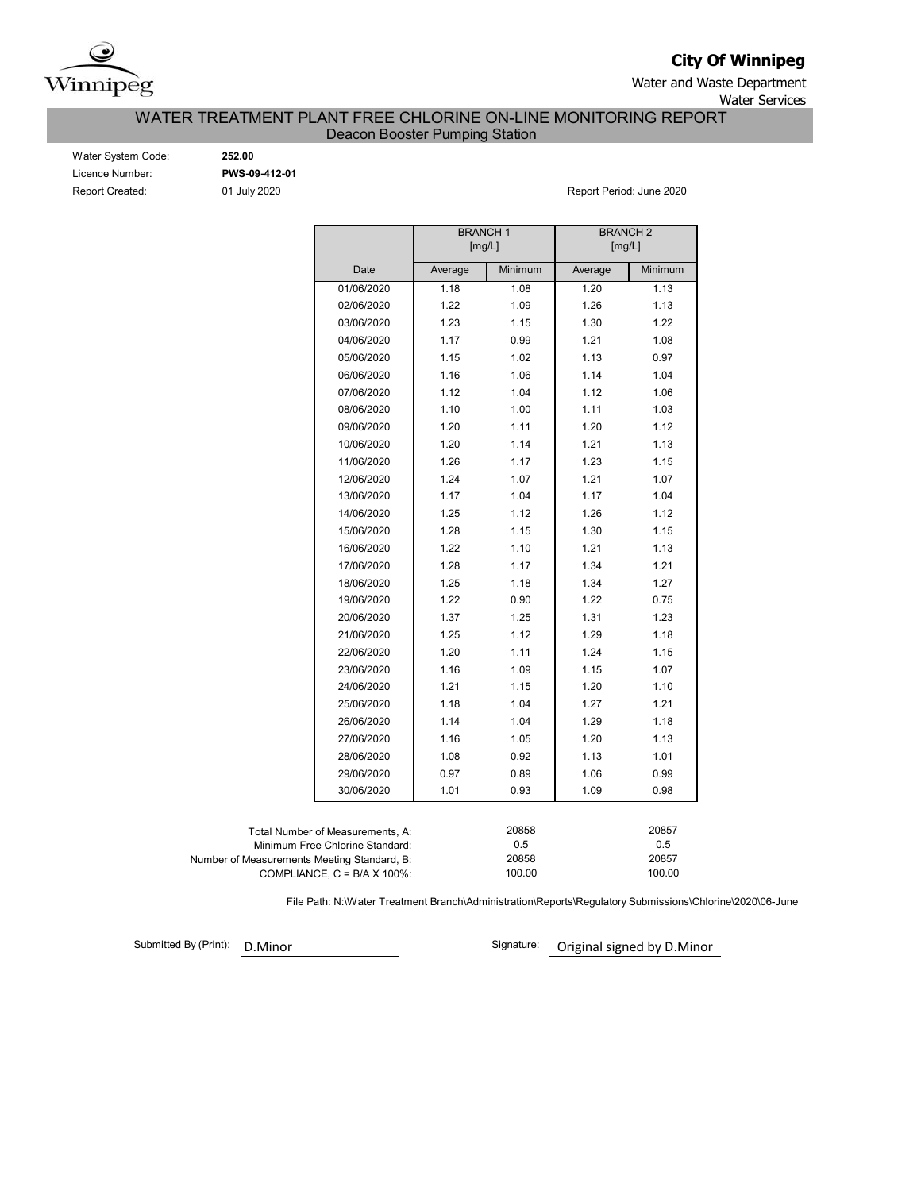**City Of Winnipeg**

Water and Waste Department

Water Services

# WATER TREATMENT PLANT FREE CHLORINE ON-LINE MONITORING REPORT

## Deacon Booster Pumping Station

Water System Code: **252.00**

Licence Number: **PWS-09-412-01**

Report Created: 01 July 2020

Report Period: June 2020

| | BRANCH 1 [mg/L] | | BRANCH 2 [mg/L] | |
|---|---|---|---|---|
| Date | Average | Minimum | Average | Minimum |
| 01/06/2020 | 1.18 | 1.08 | 1.20 | 1.13 |
| 02/06/2020 | 1.22 | 1.09 | 1.26 | 1.13 |
| 03/06/2020 | 1.23 | 1.15 | 1.30 | 1.22 |
| 04/06/2020 | 1.17 | 0.99 | 1.21 | 1.08 |
| 05/06/2020 | 1.15 | 1.02 | 1.13 | 0.97 |
| 06/06/2020 | 1.16 | 1.06 | 1.14 | 1.04 |
| 07/06/2020 | 1.12 | 1.04 | 1.12 | 1.06 |
| 08/06/2020 | 1.10 | 1.00 | 1.11 | 1.03 |
| 09/06/2020 | 1.20 | 1.11 | 1.20 | 1.12 |
| 10/06/2020 | 1.20 | 1.14 | 1.21 | 1.13 |
| 11/06/2020 | 1.26 | 1.17 | 1.23 | 1.15 |
| 12/06/2020 | 1.24 | 1.07 | 1.21 | 1.07 |
| 13/06/2020 | 1.17 | 1.04 | 1.17 | 1.04 |
| 14/06/2020 | 1.25 | 1.12 | 1.26 | 1.12 |
| 15/06/2020 | 1.28 | 1.15 | 1.30 | 1.15 |
| 16/06/2020 | 1.22 | 1.10 | 1.21 | 1.13 |
| 17/06/2020 | 1.28 | 1.17 | 1.34 | 1.21 |
| 18/06/2020 | 1.25 | 1.18 | 1.34 | 1.27 |
| 19/06/2020 | 1.22 | 0.90 | 1.22 | 0.75 |
| 20/06/2020 | 1.37 | 1.25 | 1.31 | 1.23 |
| 21/06/2020 | 1.25 | 1.12 | 1.29 | 1.18 |
| 22/06/2020 | 1.20 | 1.11 | 1.24 | 1.15 |
| 23/06/2020 | 1.16 | 1.09 | 1.15 | 1.07 |
| 24/06/2020 | 1.21 | 1.15 | 1.20 | 1.10 |
| 25/06/2020 | 1.18 | 1.04 | 1.27 | 1.21 |
| 26/06/2020 | 1.14 | 1.04 | 1.29 | 1.18 |
| 27/06/2020 | 1.16 | 1.05 | 1.20 | 1.13 |
| 28/06/2020 | 1.08 | 0.92 | 1.13 | 1.01 |
| 29/06/2020 | 0.97 | 0.89 | 1.06 | 0.99 |
| 30/06/2020 | 1.01 | 0.93 | 1.09 | 0.98 |

| | BRANCH 1 | BRANCH 2 |
|---|---|---|
| Total Number of Measurements, A: | 20858 | 20857 |
| Minimum Free Chlorine Standard: | 0.5 | 0.5 |
| Number of Measurements Meeting Standard, B: | 20858 | 20857 |
| COMPLIANCE, C = B/A X 100%: | 100.00 | 100.00 |

File Path: N:\Water Treatment Branch\Administration\Reports\Regulatory Submissions\Chlorine\2020\06-June

Submitted By (Print): D.Minor

Signature: Original signed by D.Minor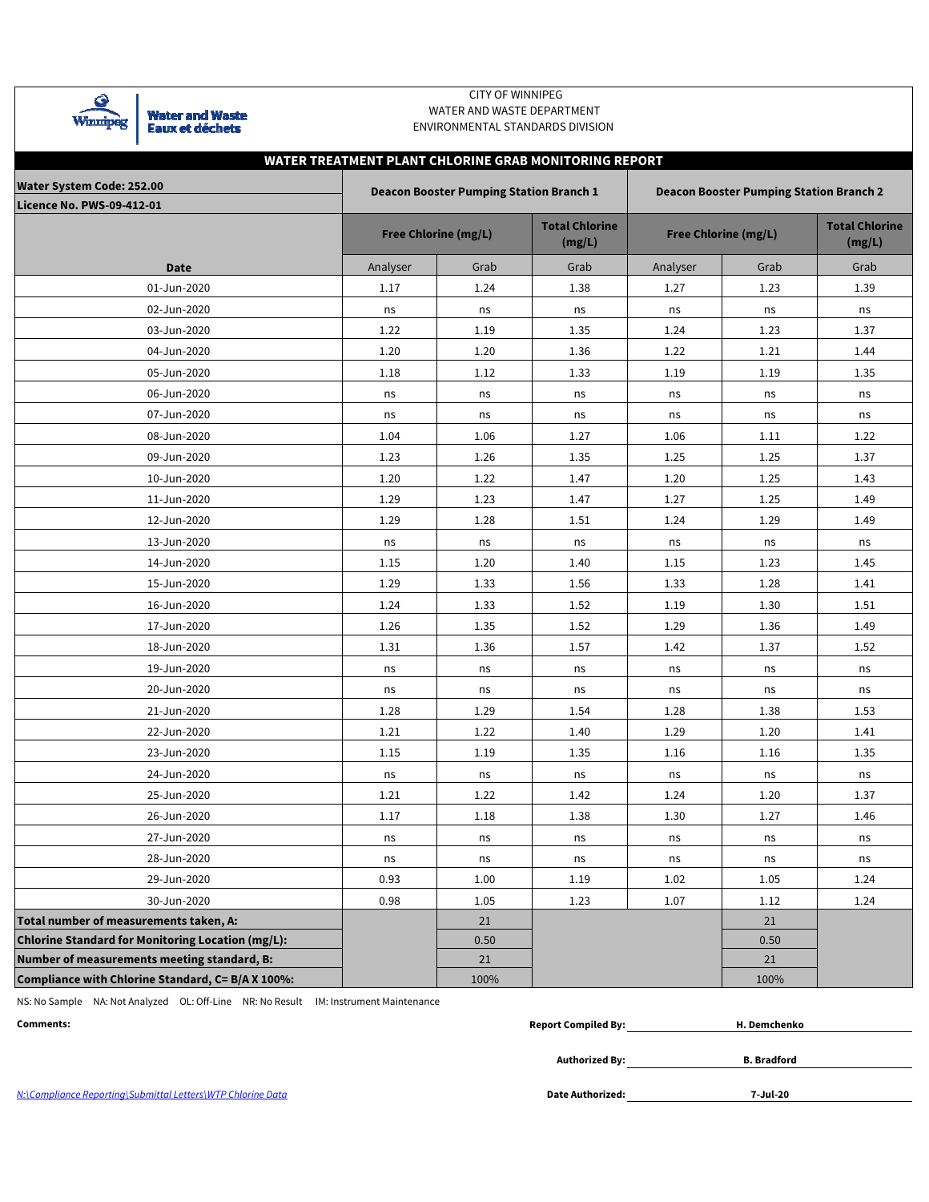CITY OF WINNIPEG
WATER AND WASTE DEPARTMENT
ENVIRONMENTAL STANDARDS DIVISION

Water and Waste
Eaux et déchets

## WATER TREATMENT PLANT CHLORINE GRAB MONITORING REPORT

| Water System Code: 252.00<br>Licence No. PWS-09-412-01 | Deacon Booster Pumping Station Branch 1 | | | Deacon Booster Pumping Station Branch 2 | | |
|---|---|---|---|---|---|---|
| | Free Chlorine (mg/L) | | Total Chlorine (mg/L) | Free Chlorine (mg/L) | | Total Chlorine (mg/L) |
| Date | Analyser | Grab | Grab | Analyser | Grab | Grab |
| 01-Jun-2020 | 1.17 | 1.24 | 1.38 | 1.27 | 1.23 | 1.39 |
| 02-Jun-2020 | ns | ns | ns | ns | ns | ns |
| 03-Jun-2020 | 1.22 | 1.19 | 1.35 | 1.24 | 1.23 | 1.37 |
| 04-Jun-2020 | 1.20 | 1.20 | 1.36 | 1.22 | 1.21 | 1.44 |
| 05-Jun-2020 | 1.18 | 1.12 | 1.33 | 1.19 | 1.19 | 1.35 |
| 06-Jun-2020 | ns | ns | ns | ns | ns | ns |
| 07-Jun-2020 | ns | ns | ns | ns | ns | ns |
| 08-Jun-2020 | 1.04 | 1.06 | 1.27 | 1.06 | 1.11 | 1.22 |
| 09-Jun-2020 | 1.23 | 1.26 | 1.35 | 1.25 | 1.25 | 1.37 |
| 10-Jun-2020 | 1.20 | 1.22 | 1.47 | 1.20 | 1.25 | 1.43 |
| 11-Jun-2020 | 1.29 | 1.23 | 1.47 | 1.27 | 1.25 | 1.49 |
| 12-Jun-2020 | 1.29 | 1.28 | 1.51 | 1.24 | 1.29 | 1.49 |
| 13-Jun-2020 | ns | ns | ns | ns | ns | ns |
| 14-Jun-2020 | 1.15 | 1.20 | 1.40 | 1.15 | 1.23 | 1.45 |
| 15-Jun-2020 | 1.29 | 1.33 | 1.56 | 1.33 | 1.28 | 1.41 |
| 16-Jun-2020 | 1.24 | 1.33 | 1.52 | 1.19 | 1.30 | 1.51 |
| 17-Jun-2020 | 1.26 | 1.35 | 1.52 | 1.29 | 1.36 | 1.49 |
| 18-Jun-2020 | 1.31 | 1.36 | 1.57 | 1.42 | 1.37 | 1.52 |
| 19-Jun-2020 | ns | ns | ns | ns | ns | ns |
| 20-Jun-2020 | ns | ns | ns | ns | ns | ns |
| 21-Jun-2020 | 1.28 | 1.29 | 1.54 | 1.28 | 1.38 | 1.53 |
| 22-Jun-2020 | 1.21 | 1.22 | 1.40 | 1.29 | 1.20 | 1.41 |
| 23-Jun-2020 | 1.15 | 1.19 | 1.35 | 1.16 | 1.16 | 1.35 |
| 24-Jun-2020 | ns | ns | ns | ns | ns | ns |
| 25-Jun-2020 | 1.21 | 1.22 | 1.42 | 1.24 | 1.20 | 1.37 |
| 26-Jun-2020 | 1.17 | 1.18 | 1.38 | 1.30 | 1.27 | 1.46 |
| 27-Jun-2020 | ns | ns | ns | ns | ns | ns |
| 28-Jun-2020 | ns | ns | ns | ns | ns | ns |
| 29-Jun-2020 | 0.93 | 1.00 | 1.19 | 1.02 | 1.05 | 1.24 |
| 30-Jun-2020 | 0.98 | 1.05 | 1.23 | 1.07 | 1.12 | 1.24 |
| **Total number of measurements taken, A:** | | 21 | | | 21 | |
| **Chlorine Standard for Monitoring Location (mg/L):** | | 0.50 | | | 0.50 | |
| **Number of measurements meeting standard, B:** | | 21 | | | 21 | |
| **Compliance with Chlorine Standard, C= B/A X 100%:** | | 100% | | | 100% | |

NS: No Sample NA: Not Analyzed OL: Off-Line NR: No Result IM: Instrument Maintenance

**Comments:**

**Report Compiled By:** H. Demchenko

**Authorized By:** B. Bradford

**Date Authorized:** 7-Jul-20

*N:\Compliance Reporting\Submittal Letters\WTP Chlorine Data*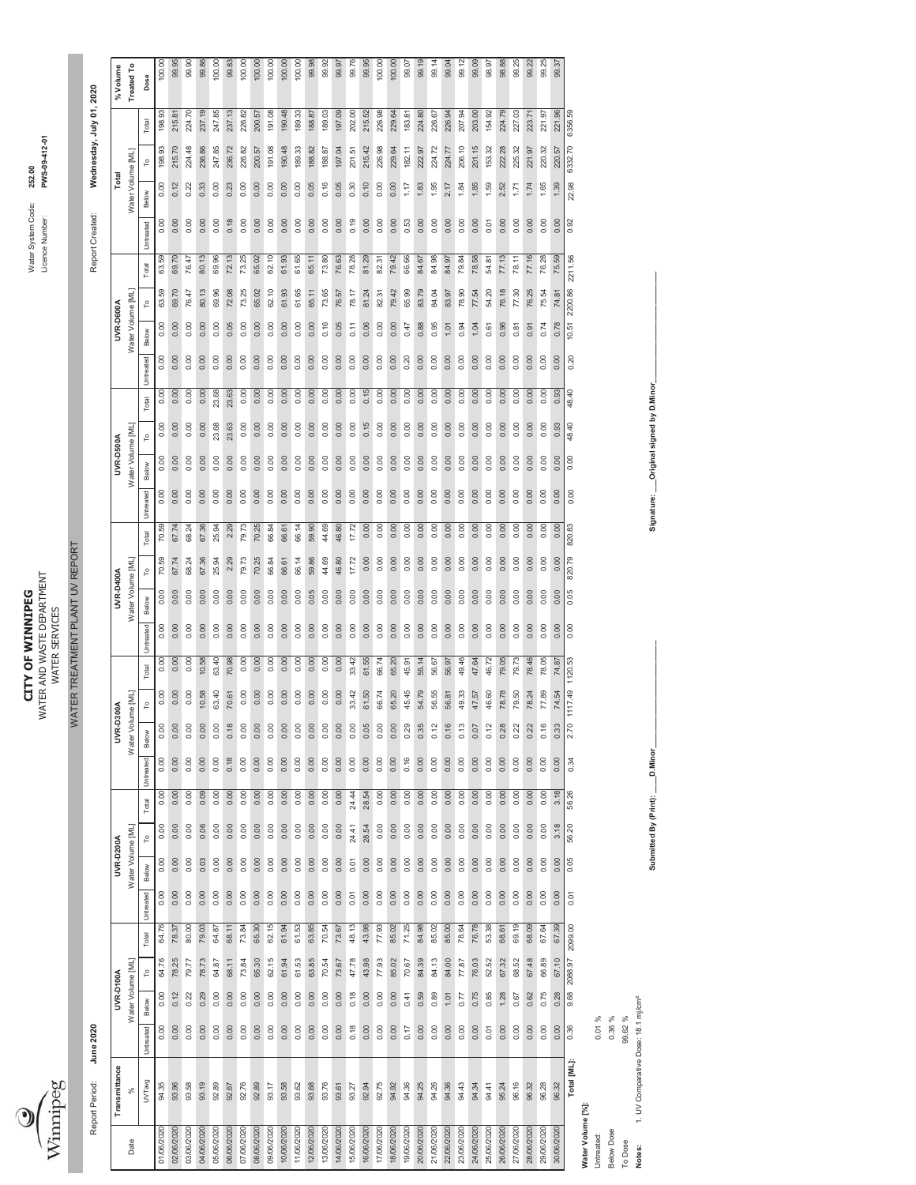# CITY OF WINNIPEG

WATER AND WASTE DEPARTMENT

WATER SERVICES

WATER TREATMENT PLANT UV REPORT

Water System Code: **252.00**

Licence Number: **PWS-09-412-01**

Report Period: **June 2020**

Report Created: **Wednesday, July 01, 2020**

| Date | Transmittance % | UVR-D100A Water Volume [ML] | | | | UVR-D200A Water Volume [ML] | | | | UVR-D300A Water Volume [ML] | | | | UVR-D400A Water Volume [ML] | | | | UVR-D500A Water Volume [ML] | | | | UVR-D600A Water Volume [ML] | | | | Total Water Volume [ML] | | | | % Volume Treated To Dose |
|---|---|---|---|---|---|---|---|---|---|---|---|---|---|---|---|---|---|---|---|---|---|---|---|---|---|---|---|---|---|---|
| | UVTavg | Untreated | Below | To | Total | Untreated | Below | To | Total | Untreated | Below | To | Total | Untreated | Below | To | Total | Untreated | Below | To | Total | Untreated | Below | To | Total | Untreated | Below | To | Total | |
| 01/06/2020 | 94.35 | 0.00 | 0.00 | 64.76 | 64.76 | 0.00 | 0.00 | 0.00 | 0.00 | 0.00 | 0.00 | 0.00 | 0.00 | 0.00 | 0.00 | 70.59 | 70.59 | 0.00 | 0.00 | 0.00 | 0.00 | 0.00 | 0.00 | 63.59 | 63.59 | 0.00 | 0.00 | 198.93 | 198.93 | 100.00 |
| 02/06/2020 | 93.96 | 0.00 | 0.12 | 78.25 | 78.37 | 0.00 | 0.00 | 0.00 | 0.00 | 0.00 | 0.00 | 0.00 | 0.00 | 0.00 | 0.00 | 67.74 | 67.74 | 0.00 | 0.00 | 0.00 | 0.00 | 0.00 | 0.00 | 69.70 | 69.70 | 0.00 | 0.12 | 215.70 | 215.81 | 99.95 |
| 03/06/2020 | 93.58 | 0.00 | 0.22 | 79.77 | 80.00 | 0.00 | 0.00 | 0.00 | 0.00 | 0.00 | 0.00 | 0.00 | 0.00 | 0.00 | 0.00 | 68.24 | 68.24 | 0.00 | 0.00 | 0.00 | 0.00 | 0.00 | 0.00 | 76.47 | 76.47 | 0.00 | 0.22 | 224.48 | 224.70 | 99.90 |
| 04/06/2020 | 93.19 | 0.00 | 0.29 | 78.73 | 79.03 | 0.00 | 0.03 | 0.06 | 0.09 | 0.00 | 0.00 | 10.58 | 10.58 | 0.00 | 0.00 | 67.36 | 67.36 | 0.00 | 0.00 | 0.00 | 0.00 | 0.00 | 0.00 | 80.13 | 80.13 | 0.00 | 0.33 | 236.86 | 237.19 | 99.86 |
| 05/06/2020 | 92.89 | 0.00 | 0.00 | 64.87 | 64.87 | 0.00 | 0.00 | 0.00 | 0.00 | 0.00 | 0.00 | 63.40 | 63.40 | 0.00 | 0.00 | 25.94 | 25.94 | 0.00 | 0.00 | 23.68 | 23.68 | 0.00 | 0.00 | 69.96 | 69.96 | 0.00 | 0.00 | 247.85 | 247.85 | 100.00 |
| 06/06/2020 | 92.67 | 0.00 | 0.00 | 68.11 | 68.11 | 0.00 | 0.00 | 0.00 | 0.00 | 0.18 | 0.18 | 70.61 | 70.98 | 0.00 | 0.00 | 2.29 | 2.29 | 0.00 | 0.00 | 23.63 | 23.63 | 0.00 | 0.05 | 72.08 | 72.13 | 0.18 | 0.23 | 236.72 | 237.13 | 99.83 |
| 07/06/2020 | 92.76 | 0.00 | 0.00 | 73.84 | 73.84 | 0.00 | 0.00 | 0.00 | 0.00 | 0.00 | 0.00 | 0.00 | 0.00 | 0.00 | 0.00 | 79.73 | 79.73 | 0.00 | 0.00 | 0.00 | 0.00 | 0.00 | 0.00 | 73.25 | 73.25 | 0.00 | 0.00 | 226.82 | 226.82 | 100.00 |
| 08/06/2020 | 92.89 | 0.00 | 0.00 | 65.30 | 65.30 | 0.00 | 0.00 | 0.00 | 0.00 | 0.00 | 0.00 | 0.00 | 0.00 | 0.00 | 0.00 | 70.25 | 70.25 | 0.00 | 0.00 | 0.00 | 0.00 | 0.00 | 0.00 | 65.02 | 65.02 | 0.00 | 0.00 | 200.57 | 200.57 | 100.00 |
| 09/06/2020 | 93.17 | 0.00 | 0.00 | 62.15 | 62.15 | 0.00 | 0.00 | 0.00 | 0.00 | 0.00 | 0.00 | 0.00 | 0.00 | 0.00 | 0.00 | 66.84 | 66.84 | 0.00 | 0.00 | 0.00 | 0.00 | 0.00 | 0.00 | 62.10 | 62.10 | 0.00 | 0.00 | 191.08 | 191.08 | 100.00 |
| 10/06/2020 | 93.58 | 0.00 | 0.00 | 61.94 | 61.94 | 0.00 | 0.00 | 0.00 | 0.00 | 0.00 | 0.00 | 0.00 | 0.00 | 0.00 | 0.00 | 66.61 | 66.61 | 0.00 | 0.00 | 0.00 | 0.00 | 0.00 | 0.00 | 61.93 | 61.93 | 0.00 | 0.00 | 190.48 | 190.48 | 100.00 |
| 11/06/2020 | 93.62 | 0.00 | 0.00 | 61.53 | 61.53 | 0.00 | 0.00 | 0.00 | 0.00 | 0.00 | 0.00 | 0.00 | 0.00 | 0.00 | 0.00 | 66.14 | 66.14 | 0.00 | 0.00 | 0.00 | 0.00 | 0.00 | 0.00 | 61.65 | 61.65 | 0.00 | 0.00 | 189.33 | 189.33 | 100.00 |
| 12/06/2020 | 93.68 | 0.00 | 0.00 | 63.85 | 63.85 | 0.00 | 0.00 | 0.00 | 0.00 | 0.00 | 0.00 | 0.00 | 0.00 | 0.00 | 0.05 | 59.86 | 59.90 | 0.00 | 0.00 | 0.00 | 0.00 | 0.00 | 0.00 | 65.11 | 65.11 | 0.00 | 0.05 | 188.82 | 188.87 | 99.98 |
| 13/06/2020 | 93.76 | 0.00 | 0.00 | 70.54 | 70.54 | 0.00 | 0.00 | 0.00 | 0.00 | 0.00 | 0.00 | 0.00 | 0.00 | 0.00 | 0.00 | 44.69 | 44.69 | 0.00 | 0.00 | 0.00 | 0.00 | 0.00 | 0.16 | 73.65 | 73.80 | 0.00 | 0.16 | 188.87 | 189.03 | 99.92 |
| 14/06/2020 | 93.61 | 0.00 | 0.00 | 73.67 | 73.67 | 0.00 | 0.00 | 0.00 | 0.00 | 0.00 | 0.00 | 0.00 | 0.00 | 0.00 | 0.00 | 46.80 | 46.80 | 0.00 | 0.00 | 0.00 | 0.00 | 0.00 | 0.05 | 76.57 | 76.63 | 0.00 | 0.05 | 197.04 | 197.09 | 99.97 |
| 15/06/2020 | 93.27 | 0.18 | 0.18 | 47.78 | 48.13 | 0.01 | 0.01 | 24.41 | 24.44 | 0.00 | 0.00 | 33.42 | 33.42 | 0.00 | 0.00 | 17.72 | 17.72 | 0.00 | 0.00 | 0.00 | 0.00 | 0.00 | 0.11 | 78.17 | 78.28 | 0.19 | 0.30 | 201.51 | 202.00 | 99.76 |
| 16/06/2020 | 92.94 | 0.00 | 0.00 | 43.98 | 43.98 | 0.00 | 0.00 | 28.54 | 28.54 | 0.00 | 0.05 | 61.50 | 61.55 | 0.00 | 0.00 | 0.00 | 0.00 | 0.00 | 0.00 | 0.15 | 0.15 | 0.00 | 0.06 | 81.24 | 81.29 | 0.00 | 0.10 | 215.42 | 215.52 | 99.95 |
| 17/06/2020 | 92.75 | 0.00 | 0.00 | 77.93 | 77.93 | 0.00 | 0.00 | 0.00 | 0.00 | 0.00 | 0.00 | 66.74 | 66.74 | 0.00 | 0.00 | 0.00 | 0.00 | 0.00 | 0.00 | 0.00 | 0.00 | 0.00 | 0.00 | 82.31 | 82.31 | 0.00 | 0.00 | 226.98 | 226.98 | 100.00 |
| 18/06/2020 | 94.92 | 0.00 | 0.00 | 85.02 | 85.02 | 0.00 | 0.00 | 0.00 | 0.00 | 0.00 | 0.00 | 65.20 | 65.20 | 0.00 | 0.00 | 0.00 | 0.00 | 0.00 | 0.00 | 0.00 | 0.00 | 0.00 | 0.00 | 79.42 | 79.42 | 0.00 | 0.00 | 229.64 | 229.64 | 100.00 |
| 19/06/2020 | 94.36 | 0.17 | 0.41 | 70.67 | 71.25 | 0.00 | 0.00 | 0.00 | 0.00 | 0.16 | 0.29 | 45.45 | 45.91 | 0.00 | 0.00 | 0.00 | 0.00 | 0.00 | 0.00 | 0.00 | 0.00 | 0.20 | 0.47 | 65.99 | 66.66 | 0.53 | 1.17 | 182.11 | 183.81 | 99.07 |
| 20/06/2020 | 94.25 | 0.00 | 0.59 | 84.39 | 84.98 | 0.00 | 0.00 | 0.00 | 0.00 | 0.00 | 0.35 | 54.79 | 55.14 | 0.00 | 0.00 | 0.00 | 0.00 | 0.00 | 0.00 | 0.00 | 0.00 | 0.00 | 0.88 | 83.79 | 84.67 | 0.00 | 1.83 | 222.97 | 224.80 | 99.19 |
| 21/06/2020 | 94.26 | 0.00 | 0.89 | 84.13 | 85.02 | 0.00 | 0.00 | 0.00 | 0.00 | 0.00 | 0.12 | 56.55 | 56.67 | 0.00 | 0.00 | 0.00 | 0.00 | 0.00 | 0.00 | 0.00 | 0.00 | 0.00 | 0.95 | 84.04 | 84.98 | 0.00 | 1.95 | 224.72 | 226.67 | 99.14 |
| 22/06/2020 | 94.36 | 0.00 | 1.01 | 84.00 | 85.00 | 0.00 | 0.00 | 0.00 | 0.00 | 0.00 | 0.16 | 56.81 | 56.97 | 0.00 | 0.00 | 0.00 | 0.00 | 0.00 | 0.00 | 0.00 | 0.00 | 0.00 | 1.01 | 83.97 | 84.97 | 0.00 | 2.17 | 224.77 | 226.94 | 99.04 |
| 23/06/2020 | 94.43 | 0.00 | 0.77 | 77.87 | 78.64 | 0.00 | 0.00 | 0.00 | 0.00 | 0.00 | 0.13 | 49.33 | 49.46 | 0.00 | 0.00 | 0.00 | 0.00 | 0.00 | 0.00 | 0.00 | 0.00 | 0.00 | 0.94 | 78.90 | 79.84 | 0.00 | 1.84 | 206.10 | 207.94 | 99.12 |
| 24/06/2020 | 94.34 | 0.00 | 0.75 | 76.03 | 76.78 | 0.00 | 0.00 | 0.00 | 0.00 | 0.00 | 0.07 | 47.57 | 47.64 | 0.00 | 0.00 | 0.00 | 0.00 | 0.00 | 0.00 | 0.00 | 0.00 | 0.00 | 1.04 | 77.54 | 78.58 | 0.00 | 1.85 | 201.15 | 203.00 | 99.09 |
| 25/06/2020 | 94.41 | 0.01 | 0.85 | 52.52 | 53.38 | 0.00 | 0.00 | 0.00 | 0.00 | 0.00 | 0.12 | 46.60 | 46.72 | 0.00 | 0.00 | 0.00 | 0.00 | 0.00 | 0.00 | 0.00 | 0.00 | 0.00 | 0.61 | 54.20 | 54.81 | 0.01 | 1.59 | 153.32 | 154.92 | 98.97 |
| 26/06/2020 | 95.24 | 0.00 | 1.28 | 67.32 | 68.61 | 0.00 | 0.00 | 0.00 | 0.00 | 0.00 | 0.28 | 78.78 | 79.05 | 0.00 | 0.00 | 0.00 | 0.00 | 0.00 | 0.00 | 0.00 | 0.00 | 0.00 | 0.96 | 76.18 | 77.13 | 0.00 | 2.52 | 222.28 | 224.79 | 98.88 |
| 27/06/2020 | 96.16 | 0.00 | 0.67 | 68.52 | 69.19 | 0.00 | 0.00 | 0.00 | 0.00 | 0.00 | 0.22 | 79.50 | 79.73 | 0.00 | 0.00 | 0.00 | 0.00 | 0.00 | 0.00 | 0.00 | 0.00 | 0.00 | 0.81 | 77.30 | 78.11 | 0.00 | 1.71 | 225.32 | 227.03 | 99.25 |
| 28/06/2020 | 96.32 | 0.00 | 0.62 | 67.48 | 68.09 | 0.00 | 0.00 | 0.00 | 0.00 | 0.00 | 0.22 | 78.24 | 78.46 | 0.00 | 0.00 | 0.00 | 0.00 | 0.00 | 0.00 | 0.00 | 0.00 | 0.00 | 0.91 | 76.25 | 77.16 | 0.00 | 1.74 | 221.97 | 223.71 | 99.22 |
| 29/06/2020 | 96.28 | 0.00 | 0.75 | 66.89 | 67.64 | 0.00 | 0.00 | 0.00 | 0.00 | 0.00 | 0.16 | 77.89 | 78.05 | 0.00 | 0.00 | 0.00 | 0.00 | 0.00 | 0.00 | 0.00 | 0.00 | 0.00 | 0.74 | 75.54 | 76.28 | 0.00 | 1.65 | 220.32 | 221.97 | 99.25 |
| 30/06/2020 | 96.32 | 0.00 | 0.28 | 67.10 | 67.39 | 0.00 | 0.00 | 3.18 | 3.18 | 0.00 | 0.33 | 74.54 | 74.87 | 0.00 | 0.00 | 0.00 | 0.00 | 0.00 | 0.00 | 0.93 | 0.93 | 0.00 | 0.78 | 74.81 | 75.59 | 0.00 | 1.39 | 220.57 | 221.96 | 99.37 |
| **Total [ML]:** | | 0.36 | 9.68 | 2088.97 | 2099.00 | 0.01 | 0.05 | 56.20 | 56.26 | 0.34 | 2.70 | 1117.49 | 1120.53 | 0.00 | 0.05 | 820.79 | 820.83 | 0.00 | 0.00 | 48.40 | 48.40 | 0.20 | 10.51 | 2200.86 | 2211.56 | 0.92 | 22.98 | 6332.70 | 6356.59 | |

**Water Volume [%]:**

Untreated: 0.01 %

Below Dose 0.36 %

To Dose 99.62 %

**Notes:**

1. UV Comparative Dose: 18.1 mj/cm²

Submitted By (Print): ___D.Minor___

Signature: ___Original signed by D.Minor___